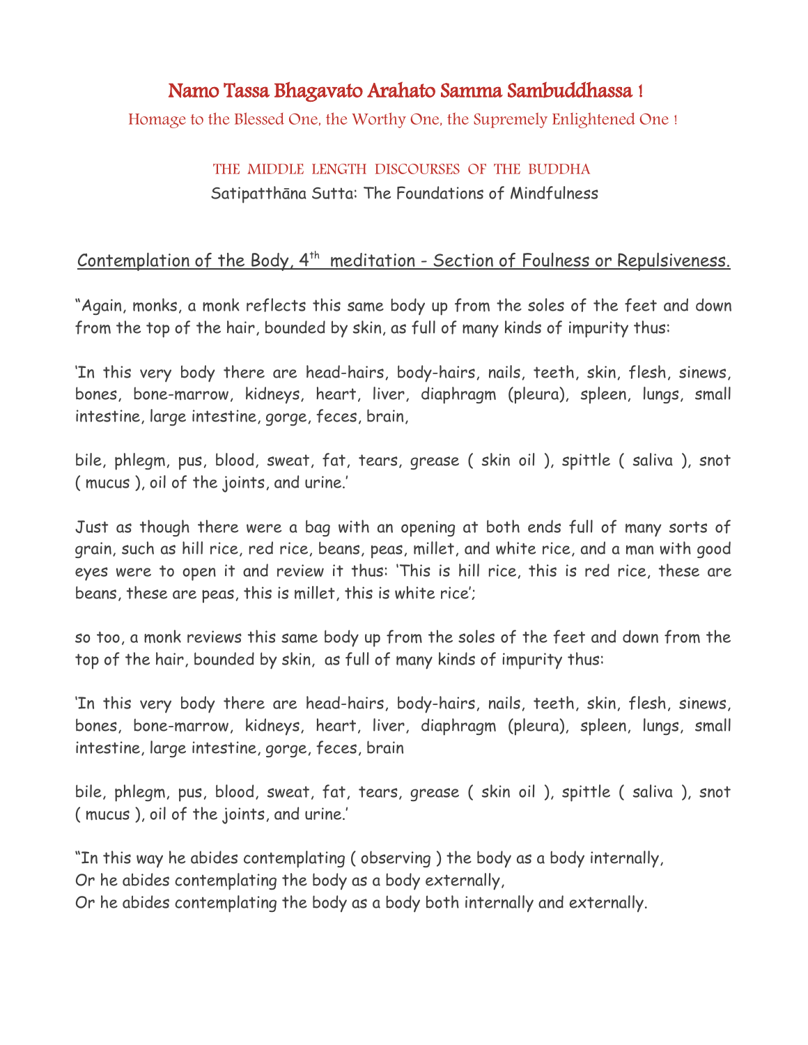# Namo Tassa Bhagavato Arahato Samma Sambuddhassa !

Homage to the Blessed One, the Worthy One, the Supremely Enlightened One !

## THE MIDDLE LENGTH DISCOURSES OF THE BUDDHA

Satipatthāna Sutta: The Foundations of Mindfulness

### Contemplation of the Body, 4th meditation - Section of Foulness or Repulsiveness.

"Again, monks, a monk reflects this same body up from the soles of the feet and down from the top of the hair, bounded by skin, as full of many kinds of impurity thus:

'In this very body there are head-hairs, body-hairs, nails, teeth, skin, flesh, sinews, bones, bone-marrow, kidneys, heart, liver, diaphragm (pleura), spleen, lungs, small intestine, large intestine, gorge, feces, brain,

bile, phlegm, pus, blood, sweat, fat, tears, grease ( skin oil ), spittle ( saliva ), snot ( mucus ), oil of the joints, and urine.'

Just as though there were a bag with an opening at both ends full of many sorts of grain, such as hill rice, red rice, beans, peas, millet, and white rice, and a man with good eyes were to open it and review it thus: 'This is hill rice, this is red rice, these are beans, these are peas, this is millet, this is white rice';

so too, a monk reviews this same body up from the soles of the feet and down from the top of the hair, bounded by skin, as full of many kinds of impurity thus:

'In this very body there are head-hairs, body-hairs, nails, teeth, skin, flesh, sinews, bones, bone-marrow, kidneys, heart, liver, diaphragm (pleura), spleen, lungs, small intestine, large intestine, gorge, feces, brain

bile, phlegm, pus, blood, sweat, fat, tears, grease ( skin oil ), spittle ( saliva ), snot ( mucus ), oil of the joints, and urine.'

"In this way he abides contemplating ( observing ) the body as a body internally,
Or he abides contemplating the body as a body externally,
Or he abides contemplating the body as a body both internally and externally.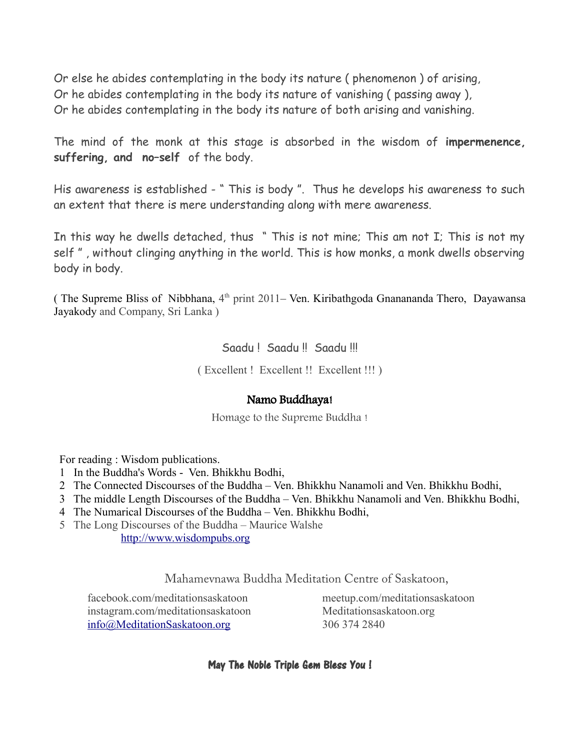Or else he abides contemplating in the body its nature ( phenomenon ) of arising,
Or he abides contemplating in the body its nature of vanishing ( passing away ),
Or he abides contemplating in the body its nature of both arising and vanishing.

The mind of the monk at this stage is absorbed in the wisdom of **impermenence, suffering, and no-self** of the body.

His awareness is established - " This is body ". Thus he develops his awareness to such an extent that there is mere understanding along with mere awareness.

In this way he dwells detached, thus " This is not mine; This am not I; This is not my self " , without clinging anything in the world. This is how monks, a monk dwells observing body in body.

( The Supreme Bliss of Nibbhana, 4th print 2011– Ven. Kiribathgoda Gnanananda Thero, Dayawansa Jayakody and Company, Sri Lanka )

Saadu ! Saadu !! Saadu !!!

( Excellent ! Excellent !! Excellent !!! )

**Namo Buddhaya!**

Homage to the Supreme Buddha !

For reading : Wisdom publications.

1 In the Buddha's Words - Ven. Bhikkhu Bodhi,
2 The Connected Discourses of the Buddha – Ven. Bhikkhu Nanamoli and Ven. Bhikkhu Bodhi,
3 The middle Length Discourses of the Buddha – Ven. Bhikkhu Nanamoli and Ven. Bhikkhu Bodhi,
4 The Numarical Discourses of the Buddha – Ven. Bhikkhu Bodhi,
5 The Long Discourses of the Buddha – Maurice Walshe

http://www.wisdompubs.org

Mahamevnawa Buddha Meditation Centre of Saskatoon,

facebook.com/meditationsaskatoon
instagram.com/meditationsaskatoon
info@MeditationSaskatoon.org

meetup.com/meditationsaskatoon
Meditationsaskatoon.org
306 374 2840

**May The Noble Triple Gem Bless You !**